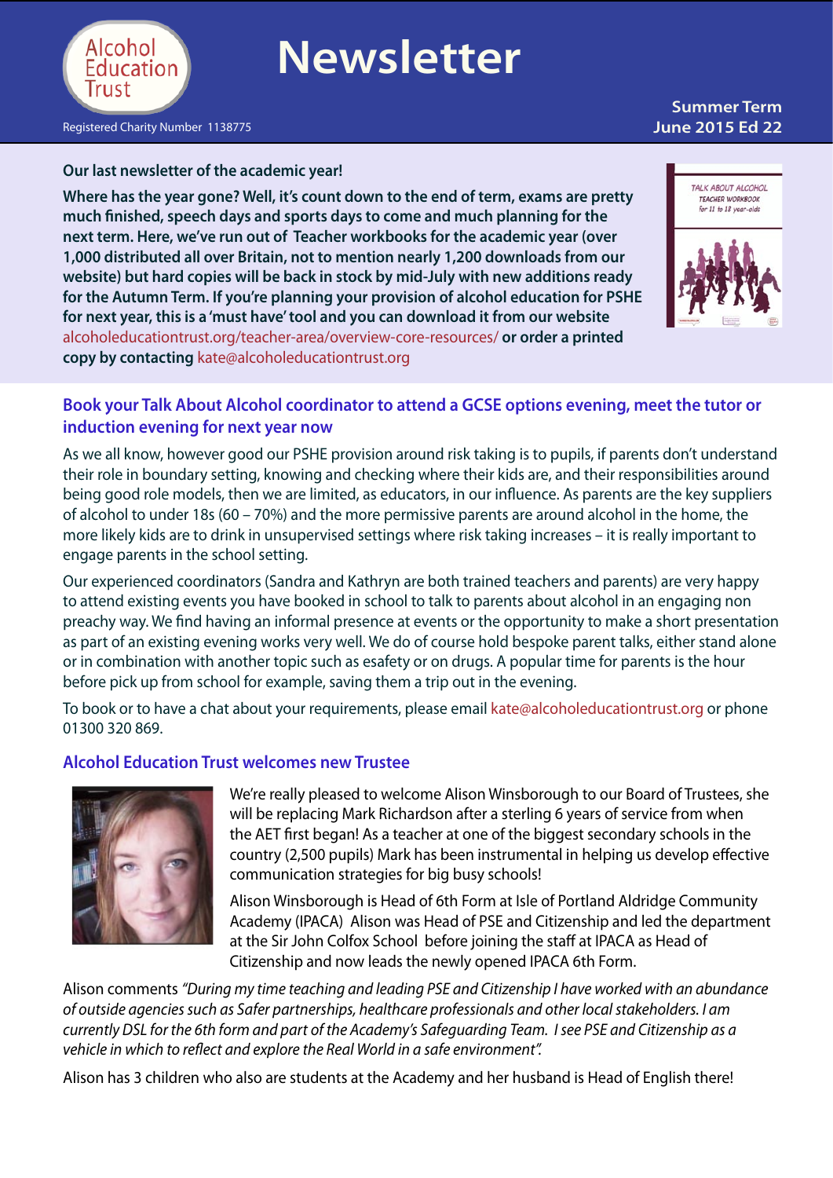Alcohol Education Trust

# Newsletter

Registered Charity Number 1138775

**Summer Term**
**June 2015 Ed 22**

**Our last newsletter of the academic year!**

**Where has the year gone? Well, it's count down to the end of term, exams are pretty much finished, speech days and sports days to come and much planning for the next term. Here, we've run out of Teacher workbooks for the academic year (over 1,000 distributed all over Britain, not to mention nearly 1,200 downloads from our website) but hard copies will be back in stock by mid-July with new additions ready for the Autumn Term. If you're planning your provision of alcohol education for PSHE for next year, this is a 'must have' tool and you can download it from our website** alcoholeducationtrust.org/teacher-area/overview-core-resources/ **or order a printed copy by contacting** kate@alcoholeducationtrust.org

## Book your Talk About Alcohol coordinator to attend a GCSE options evening, meet the tutor or induction evening for next year now

As we all know, however good our PSHE provision around risk taking is to pupils, if parents don't understand their role in boundary setting, knowing and checking where their kids are, and their responsibilities around being good role models, then we are limited, as educators, in our influence. As parents are the key suppliers of alcohol to under 18s (60 – 70%) and the more permissive parents are around alcohol in the home, the more likely kids are to drink in unsupervised settings where risk taking increases – it is really important to engage parents in the school setting.

Our experienced coordinators (Sandra and Kathryn are both trained teachers and parents) are very happy to attend existing events you have booked in school to talk to parents about alcohol in an engaging non preachy way. We find having an informal presence at events or the opportunity to make a short presentation as part of an existing evening works very well. We do of course hold bespoke parent talks, either stand alone or in combination with another topic such as esafety or on drugs. A popular time for parents is the hour before pick up from school for example, saving them a trip out in the evening.

To book or to have a chat about your requirements, please email kate@alcoholeducationtrust.org or phone 01300 320 869.

## Alcohol Education Trust welcomes new Trustee

We're really pleased to welcome Alison Winsborough to our Board of Trustees, she will be replacing Mark Richardson after a sterling 6 years of service from when the AET first began! As a teacher at one of the biggest secondary schools in the country (2,500 pupils) Mark has been instrumental in helping us develop effective communication strategies for big busy schools!

Alison Winsborough is Head of 6th Form at Isle of Portland Aldridge Community Academy (IPACA) Alison was Head of PSE and Citizenship and led the department at the Sir John Colfox School before joining the staff at IPACA as Head of Citizenship and now leads the newly opened IPACA 6th Form.

Alison comments *"During my time teaching and leading PSE and Citizenship I have worked with an abundance of outside agencies such as Safer partnerships, healthcare professionals and other local stakeholders. I am currently DSL for the 6th form and part of the Academy's Safeguarding Team. I see PSE and Citizenship as a vehicle in which to reflect and explore the Real World in a safe environment".*

Alison has 3 children who also are students at the Academy and her husband is Head of English there!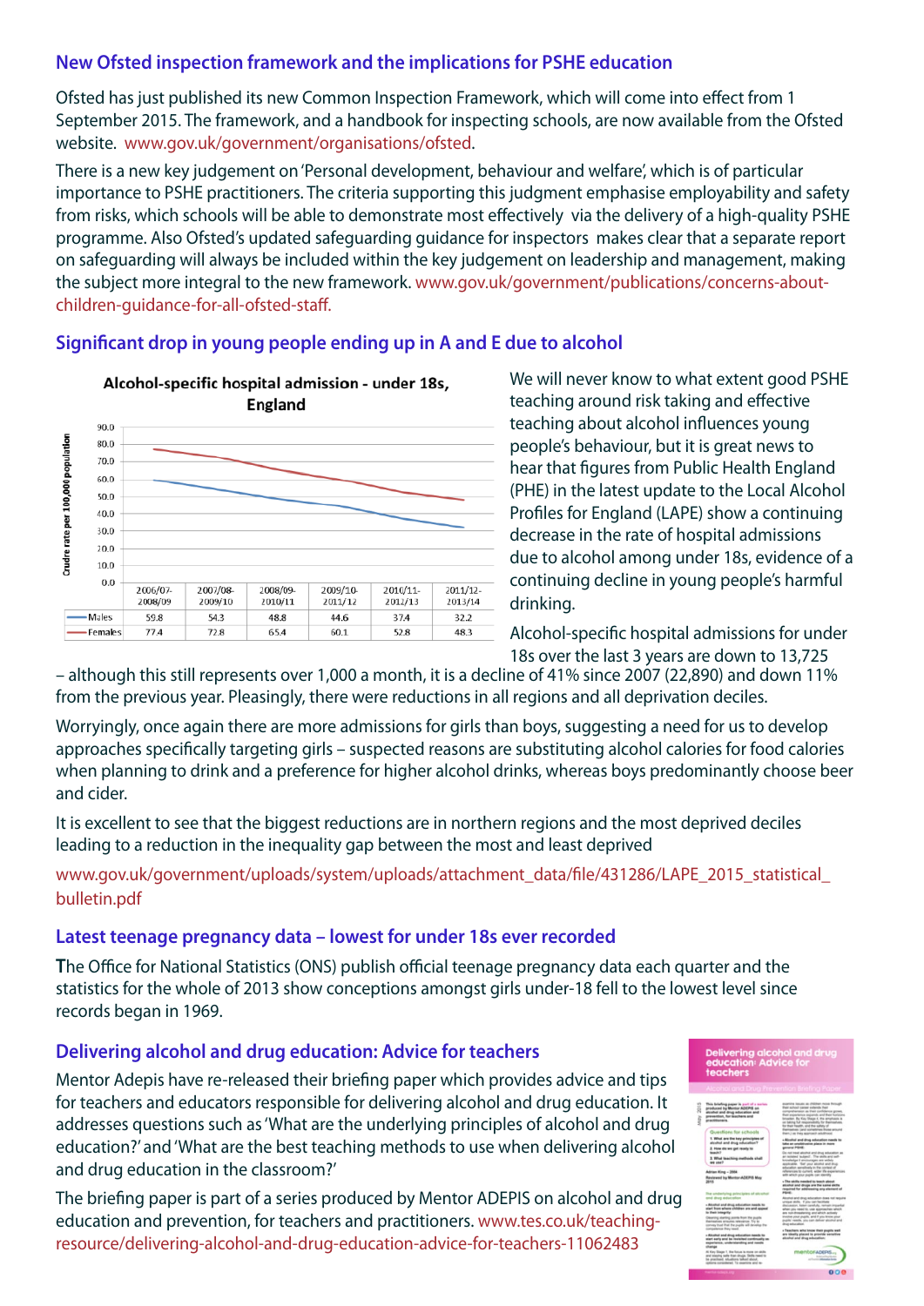## New Ofsted inspection framework and the implications for PSHE education

Ofsted has just published its new Common Inspection Framework, which will come into effect from 1 September 2015. The framework, and a handbook for inspecting schools, are now available from the Ofsted website. www.gov.uk/government/organisations/ofsted.

There is a new key judgement on 'Personal development, behaviour and welfare', which is of particular importance to PSHE practitioners. The criteria supporting this judgment emphasise employability and safety from risks, which schools will be able to demonstrate most effectively via the delivery of a high-quality PSHE programme. Also Ofsted's updated safeguarding guidance for inspectors makes clear that a separate report on safeguarding will always be included within the key judgement on leadership and management, making the subject more integral to the new framework. www.gov.uk/government/publications/concerns-about-children-guidance-for-all-ofsted-staff.

## Significant drop in young people ending up in A and E due to alcohol

**Alcohol-specific hospital admission - under 18s, England**

Crude rate per 100,000 population

| | 2006/07-2008/09 | 2007/08-2009/10 | 2008/09-2010/11 | 2009/10-2011/12 | 2010/11-2012/13 | 2011/12-2013/14 |
|---|---|---|---|---|---|---|
| Males | 59.8 | 54.3 | 48.8 | 44.6 | 37.4 | 32.2 |
| Females | 77.4 | 72.8 | 65.4 | 60.1 | 52.8 | 48.3 |

We will never know to what extent good PSHE teaching around risk taking and effective teaching about alcohol influences young people's behaviour, but it is great news to hear that figures from Public Health England (PHE) in the latest update to the Local Alcohol Profiles for England (LAPE) show a continuing decrease in the rate of hospital admissions due to alcohol among under 18s, evidence of a continuing decline in young people's harmful drinking.

Alcohol-specific hospital admissions for under 18s over the last 3 years are down to 13,725 – although this still represents over 1,000 a month, it is a decline of 41% since 2007 (22,890) and down 11% from the previous year. Pleasingly, there were reductions in all regions and all deprivation deciles.

Worryingly, once again there are more admissions for girls than boys, suggesting a need for us to develop approaches specifically targeting girls – suspected reasons are substituting alcohol calories for food calories when planning to drink and a preference for higher alcohol drinks, whereas boys predominantly choose beer and cider.

It is excellent to see that the biggest reductions are in northern regions and the most deprived deciles leading to a reduction in the inequality gap between the most and least deprived

www.gov.uk/government/uploads/system/uploads/attachment_data/file/431286/LAPE_2015_statistical_bulletin.pdf

## Latest teenage pregnancy data – lowest for under 18s ever recorded

The Office for National Statistics (ONS) publish official teenage pregnancy data each quarter and the statistics for the whole of 2013 show conceptions amongst girls under-18 fell to the lowest level since records began in 1969.

## Delivering alcohol and drug education: Advice for teachers

Mentor Adepis have re-released their briefing paper which provides advice and tips for teachers and educators responsible for delivering alcohol and drug education. It addresses questions such as 'What are the underlying principles of alcohol and drug education?' and 'What are the best teaching methods to use when delivering alcohol and drug education in the classroom?'

The briefing paper is part of a series produced by Mentor ADEPIS on alcohol and drug education and prevention, for teachers and practitioners. www.tes.co.uk/teaching-resource/delivering-alcohol-and-drug-education-advice-for-teachers-11062483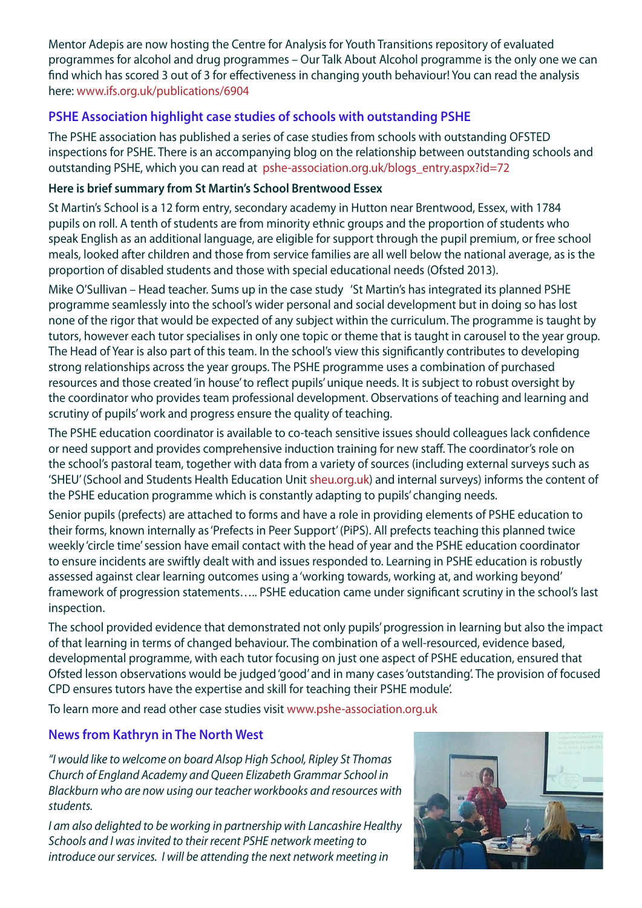Mentor Adepis are now hosting the Centre for Analysis for Youth Transitions repository of evaluated programmes for alcohol and drug programmes – Our Talk About Alcohol programme is the only one we can find which has scored 3 out of 3 for effectiveness in changing youth behaviour! You can read the analysis here: www.ifs.org.uk/publications/6904

## PSHE Association highlight case studies of schools with outstanding PSHE

The PSHE association has published a series of case studies from schools with outstanding OFSTED inspections for PSHE. There is an accompanying blog on the relationship between outstanding schools and outstanding PSHE, which you can read at pshe-association.org.uk/blogs_entry.aspx?id=72

**Here is brief summary from St Martin's School Brentwood Essex**

St Martin's School is a 12 form entry, secondary academy in Hutton near Brentwood, Essex, with 1784 pupils on roll. A tenth of students are from minority ethnic groups and the proportion of students who speak English as an additional language, are eligible for support through the pupil premium, or free school meals, looked after children and those from service families are all well below the national average, as is the proportion of disabled students and those with special educational needs (Ofsted 2013).

Mike O'Sullivan – Head teacher. Sums up in the case study 'St Martin's has integrated its planned PSHE programme seamlessly into the school's wider personal and social development but in doing so has lost none of the rigor that would be expected of any subject within the curriculum. The programme is taught by tutors, however each tutor specialises in only one topic or theme that is taught in carousel to the year group. The Head of Year is also part of this team. In the school's view this significantly contributes to developing strong relationships across the year groups. The PSHE programme uses a combination of purchased resources and those created 'in house' to reflect pupils' unique needs. It is subject to robust oversight by the coordinator who provides team professional development. Observations of teaching and learning and scrutiny of pupils' work and progress ensure the quality of teaching.

The PSHE education coordinator is available to co-teach sensitive issues should colleagues lack confidence or need support and provides comprehensive induction training for new staff. The coordinator's role on the school's pastoral team, together with data from a variety of sources (including external surveys such as 'SHEU' (School and Students Health Education Unit sheu.org.uk) and internal surveys) informs the content of the PSHE education programme which is constantly adapting to pupils' changing needs.

Senior pupils (prefects) are attached to forms and have a role in providing elements of PSHE education to their forms, known internally as 'Prefects in Peer Support' (PiPS). All prefects teaching this planned twice weekly 'circle time' session have email contact with the head of year and the PSHE education coordinator to ensure incidents are swiftly dealt with and issues responded to. Learning in PSHE education is robustly assessed against clear learning outcomes using a 'working towards, working at, and working beyond' framework of progression statements….. PSHE education came under significant scrutiny in the school's last inspection.

The school provided evidence that demonstrated not only pupils' progression in learning but also the impact of that learning in terms of changed behaviour. The combination of a well-resourced, evidence based, developmental programme, with each tutor focusing on just one aspect of PSHE education, ensured that Ofsted lesson observations would be judged 'good' and in many cases 'outstanding'. The provision of focused CPD ensures tutors have the expertise and skill for teaching their PSHE module'.

To learn more and read other case studies visit www.pshe-association.org.uk

## News from Kathryn in The North West

*"I would like to welcome on board Alsop High School, Ripley St Thomas Church of England Academy and Queen Elizabeth Grammar School in Blackburn who are now using our teacher workbooks and resources with students.*

*I am also delighted to be working in partnership with Lancashire Healthy Schools and I was invited to their recent PSHE network meeting to introduce our services. I will be attending the next network meeting in*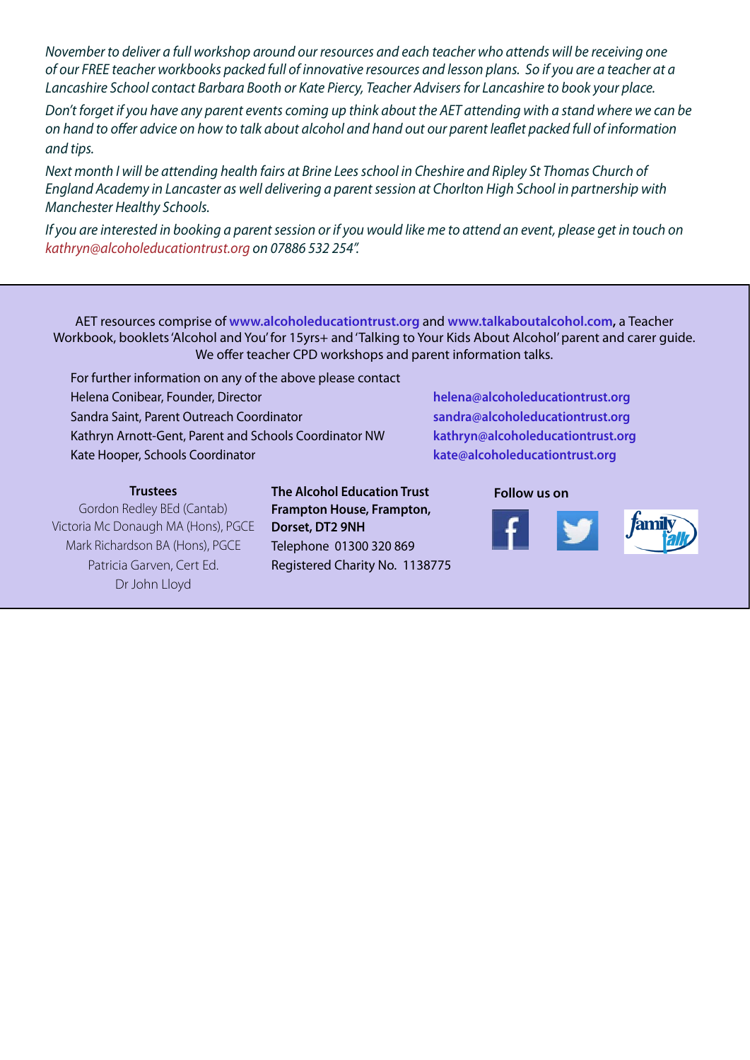*November to deliver a full workshop around our resources and each teacher who attends will be receiving one of our FREE teacher workbooks packed full of innovative resources and lesson plans. So if you are a teacher at a Lancashire School contact Barbara Booth or Kate Piercy, Teacher Advisers for Lancashire to book your place.*

*Don't forget if you have any parent events coming up think about the AET attending with a stand where we can be on hand to offer advice on how to talk about alcohol and hand out our parent leaflet packed full of information and tips.*

*Next month I will be attending health fairs at Brine Lees school in Cheshire and Ripley St Thomas Church of England Academy in Lancaster as well delivering a parent session at Chorlton High School in partnership with Manchester Healthy Schools.*

*If you are interested in booking a parent session or if you would like me to attend an event, please get in touch on kathryn@alcoholeducationtrust.org on 07886 532 254".*

AET resources comprise of **www.alcoholeducationtrust.org** and **www.talkaboutalcohol.com**, a Teacher Workbook, booklets 'Alcohol and You' for 15yrs+ and 'Talking to Your Kids About Alcohol' parent and carer guide. We offer teacher CPD workshops and parent information talks.

For further information on any of the above please contact

| | |
|---|---|
| Helena Conibear, Founder, Director | **helena@alcoholeducationtrust.org** |
| Sandra Saint, Parent Outreach Coordinator | **sandra@alcoholeducationtrust.org** |
| Kathryn Arnott-Gent, Parent and Schools Coordinator NW | **kathryn@alcoholeducationtrust.org** |
| Kate Hooper, Schools Coordinator | **kate@alcoholeducationtrust.org** |

**Trustees**
Gordon Redley BEd (Cantab)
Victoria Mc Donaugh MA (Hons), PGCE
Mark Richardson BA (Hons), PGCE
Patricia Garven, Cert Ed.
Dr John Lloyd

**The Alcohol Education Trust**
**Frampton House, Frampton,**
**Dorset, DT2 9NH**
Telephone 01300 320 869
Registered Charity No. 1138775

**Follow us on**